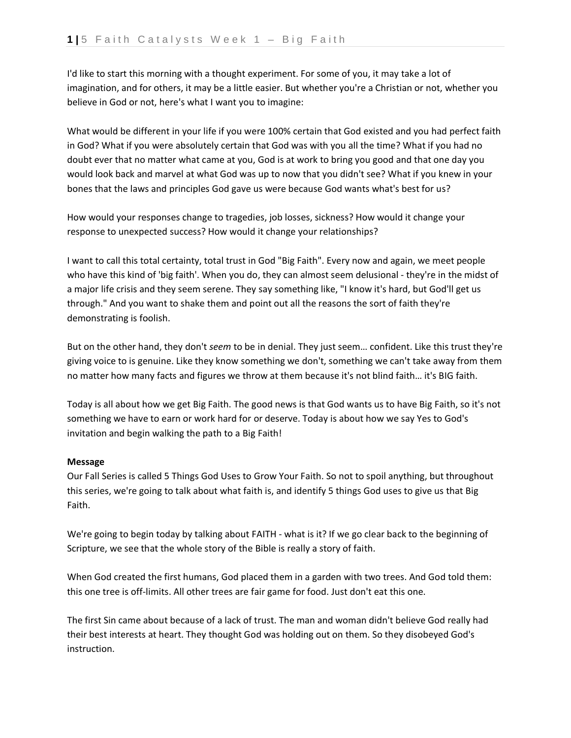I'd like to start this morning with a thought experiment. For some of you, it may take a lot of imagination, and for others, it may be a little easier. But whether you're a Christian or not, whether you believe in God or not, here's what I want you to imagine:

What would be different in your life if you were 100% certain that God existed and you had perfect faith in God? What if you were absolutely certain that God was with you all the time? What if you had no doubt ever that no matter what came at you, God is at work to bring you good and that one day you would look back and marvel at what God was up to now that you didn't see? What if you knew in your bones that the laws and principles God gave us were because God wants what's best for us?

How would your responses change to tragedies, job losses, sickness? How would it change your response to unexpected success? How would it change your relationships?

I want to call this total certainty, total trust in God "Big Faith". Every now and again, we meet people who have this kind of 'big faith'. When you do, they can almost seem delusional - they're in the midst of a major life crisis and they seem serene. They say something like, "I know it's hard, but God'll get us through." And you want to shake them and point out all the reasons the sort of faith they're demonstrating is foolish.

But on the other hand, they don't *seem* to be in denial. They just seem… confident. Like this trust they're giving voice to is genuine. Like they know something we don't, something we can't take away from them no matter how many facts and figures we throw at them because it's not blind faith… it's BIG faith.

Today is all about how we get Big Faith. The good news is that God wants us to have Big Faith, so it's not something we have to earn or work hard for or deserve. Today is about how we say Yes to God's invitation and begin walking the path to a Big Faith!

**Message**

Our Fall Series is called 5 Things God Uses to Grow Your Faith. So not to spoil anything, but throughout this series, we're going to talk about what faith is, and identify 5 things God uses to give us that Big Faith.

We're going to begin today by talking about FAITH - what is it? If we go clear back to the beginning of Scripture, we see that the whole story of the Bible is really a story of faith.

When God created the first humans, God placed them in a garden with two trees. And God told them: this one tree is off-limits. All other trees are fair game for food. Just don't eat this one.

The first Sin came about because of a lack of trust. The man and woman didn't believe God really had their best interests at heart. They thought God was holding out on them. So they disobeyed God's instruction.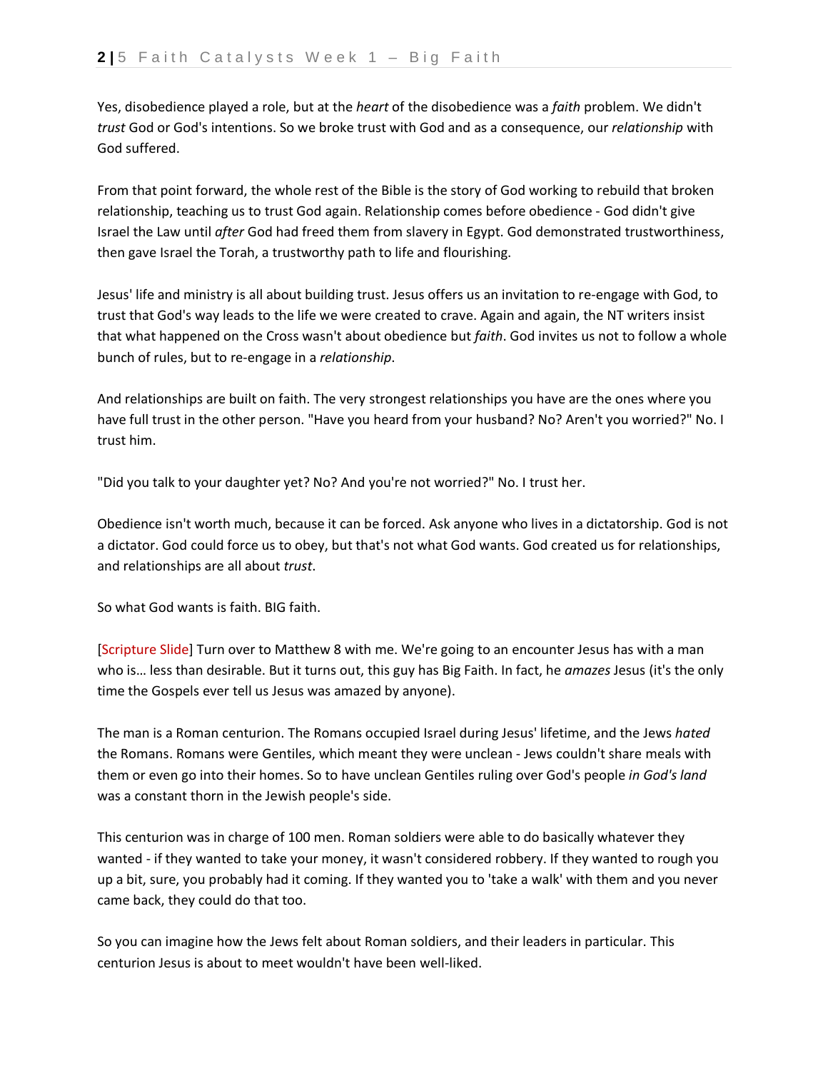Yes, disobedience played a role, but at the *heart* of the disobedience was a *faith* problem. We didn't *trust* God or God's intentions. So we broke trust with God and as a consequence, our *relationship* with God suffered.

From that point forward, the whole rest of the Bible is the story of God working to rebuild that broken relationship, teaching us to trust God again. Relationship comes before obedience - God didn't give Israel the Law until *after* God had freed them from slavery in Egypt. God demonstrated trustworthiness, then gave Israel the Torah, a trustworthy path to life and flourishing.

Jesus' life and ministry is all about building trust. Jesus offers us an invitation to re-engage with God, to trust that God's way leads to the life we were created to crave. Again and again, the NT writers insist that what happened on the Cross wasn't about obedience but *faith*. God invites us not to follow a whole bunch of rules, but to re-engage in a *relationship*.

And relationships are built on faith. The very strongest relationships you have are the ones where you have full trust in the other person. "Have you heard from your husband? No? Aren't you worried?" No. I trust him.

"Did you talk to your daughter yet? No? And you're not worried?" No. I trust her.

Obedience isn't worth much, because it can be forced. Ask anyone who lives in a dictatorship. God is not a dictator. God could force us to obey, but that's not what God wants. God created us for relationships, and relationships are all about *trust*.

So what God wants is faith. BIG faith.

[Scripture Slide] Turn over to Matthew 8 with me. We're going to an encounter Jesus has with a man who is… less than desirable. But it turns out, this guy has Big Faith. In fact, he *amazes* Jesus (it's the only time the Gospels ever tell us Jesus was amazed by anyone).

The man is a Roman centurion. The Romans occupied Israel during Jesus' lifetime, and the Jews *hated* the Romans. Romans were Gentiles, which meant they were unclean - Jews couldn't share meals with them or even go into their homes. So to have unclean Gentiles ruling over God's people *in God's land* was a constant thorn in the Jewish people's side.

This centurion was in charge of 100 men. Roman soldiers were able to do basically whatever they wanted - if they wanted to take your money, it wasn't considered robbery. If they wanted to rough you up a bit, sure, you probably had it coming. If they wanted you to 'take a walk' with them and you never came back, they could do that too.

So you can imagine how the Jews felt about Roman soldiers, and their leaders in particular. This centurion Jesus is about to meet wouldn't have been well-liked.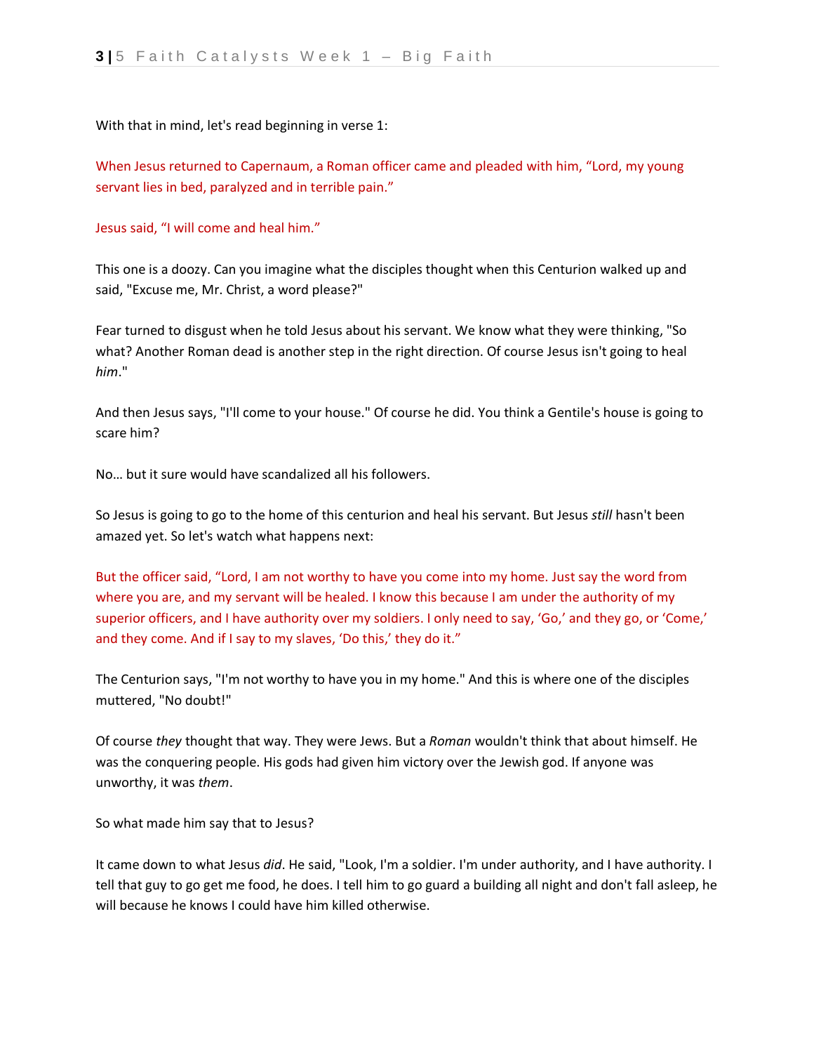With that in mind, let's read beginning in verse 1:

When Jesus returned to Capernaum, a Roman officer came and pleaded with him, “Lord, my young servant lies in bed, paralyzed and in terrible pain.”

Jesus said, “I will come and heal him.”

This one is a doozy. Can you imagine what the disciples thought when this Centurion walked up and said, "Excuse me, Mr. Christ, a word please?"

Fear turned to disgust when he told Jesus about his servant. We know what they were thinking, "So what? Another Roman dead is another step in the right direction. Of course Jesus isn't going to heal *him*."

And then Jesus says, "I'll come to your house." Of course he did. You think a Gentile's house is going to scare him?

No… but it sure would have scandalized all his followers.

So Jesus is going to go to the home of this centurion and heal his servant. But Jesus *still* hasn't been amazed yet. So let's watch what happens next:

But the officer said, “Lord, I am not worthy to have you come into my home. Just say the word from where you are, and my servant will be healed. I know this because I am under the authority of my superior officers, and I have authority over my soldiers. I only need to say, ‘Go,’ and they go, or ‘Come,’ and they come. And if I say to my slaves, ‘Do this,’ they do it.”

The Centurion says, "I'm not worthy to have you in my home." And this is where one of the disciples muttered, "No doubt!"

Of course *they* thought that way. They were Jews. But a *Roman* wouldn't think that about himself. He was the conquering people. His gods had given him victory over the Jewish god. If anyone was unworthy, it was *them*.

So what made him say that to Jesus?

It came down to what Jesus *did*. He said, "Look, I'm a soldier. I'm under authority, and I have authority. I tell that guy to go get me food, he does. I tell him to go guard a building all night and don't fall asleep, he will because he knows I could have him killed otherwise.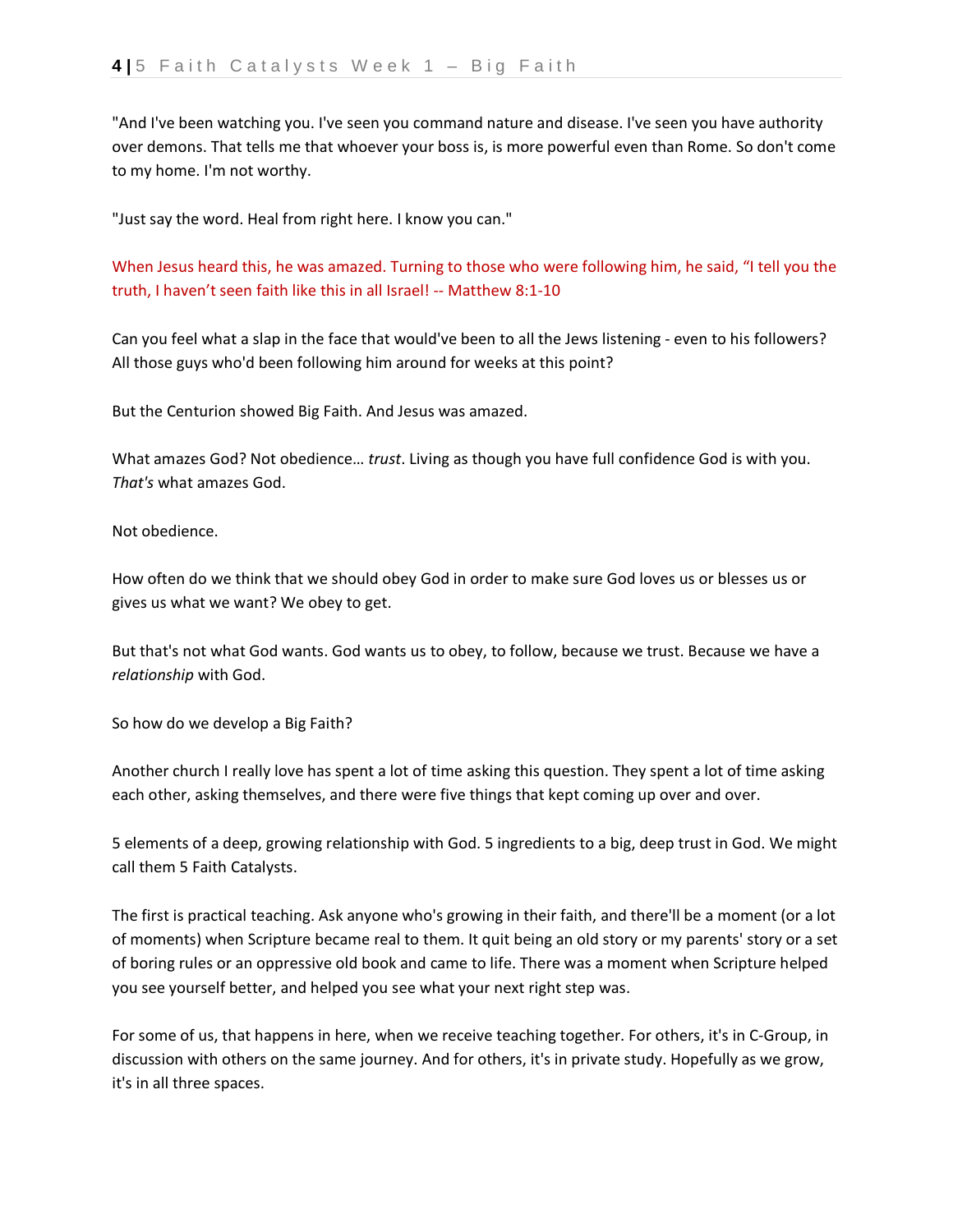"And I've been watching you. I've seen you command nature and disease. I've seen you have authority over demons. That tells me that whoever your boss is, is more powerful even than Rome. So don't come to my home. I'm not worthy.

"Just say the word. Heal from right here. I know you can."

When Jesus heard this, he was amazed. Turning to those who were following him, he said, "I tell you the truth, I haven't seen faith like this in all Israel! -- Matthew 8:1-10

Can you feel what a slap in the face that would've been to all the Jews listening - even to his followers? All those guys who'd been following him around for weeks at this point?

But the Centurion showed Big Faith. And Jesus was amazed.

What amazes God? Not obedience… *trust*. Living as though you have full confidence God is with you. *That's* what amazes God.

Not obedience.

How often do we think that we should obey God in order to make sure God loves us or blesses us or gives us what we want? We obey to get.

But that's not what God wants. God wants us to obey, to follow, because we trust. Because we have a *relationship* with God.

So how do we develop a Big Faith?

Another church I really love has spent a lot of time asking this question. They spent a lot of time asking each other, asking themselves, and there were five things that kept coming up over and over.

5 elements of a deep, growing relationship with God. 5 ingredients to a big, deep trust in God. We might call them 5 Faith Catalysts.

The first is practical teaching. Ask anyone who's growing in their faith, and there'll be a moment (or a lot of moments) when Scripture became real to them. It quit being an old story or my parents' story or a set of boring rules or an oppressive old book and came to life. There was a moment when Scripture helped you see yourself better, and helped you see what your next right step was.

For some of us, that happens in here, when we receive teaching together. For others, it's in C-Group, in discussion with others on the same journey. And for others, it's in private study. Hopefully as we grow, it's in all three spaces.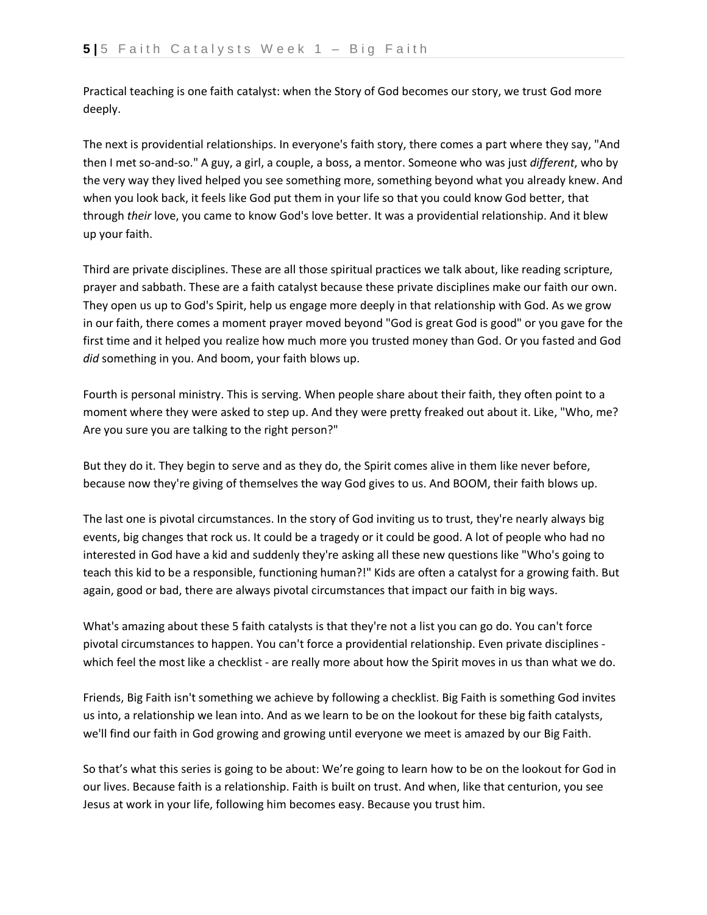Practical teaching is one faith catalyst: when the Story of God becomes our story, we trust God more deeply.

The next is providential relationships. In everyone's faith story, there comes a part where they say, "And then I met so-and-so." A guy, a girl, a couple, a boss, a mentor. Someone who was just *different*, who by the very way they lived helped you see something more, something beyond what you already knew. And when you look back, it feels like God put them in your life so that you could know God better, that through *their* love, you came to know God's love better. It was a providential relationship. And it blew up your faith.

Third are private disciplines. These are all those spiritual practices we talk about, like reading scripture, prayer and sabbath. These are a faith catalyst because these private disciplines make our faith our own. They open us up to God's Spirit, help us engage more deeply in that relationship with God. As we grow in our faith, there comes a moment prayer moved beyond "God is great God is good" or you gave for the first time and it helped you realize how much more you trusted money than God. Or you fasted and God *did* something in you. And boom, your faith blows up.

Fourth is personal ministry. This is serving. When people share about their faith, they often point to a moment where they were asked to step up. And they were pretty freaked out about it. Like, "Who, me? Are you sure you are talking to the right person?"

But they do it. They begin to serve and as they do, the Spirit comes alive in them like never before, because now they're giving of themselves the way God gives to us. And BOOM, their faith blows up.

The last one is pivotal circumstances. In the story of God inviting us to trust, they're nearly always big events, big changes that rock us. It could be a tragedy or it could be good. A lot of people who had no interested in God have a kid and suddenly they're asking all these new questions like "Who's going to teach this kid to be a responsible, functioning human?!" Kids are often a catalyst for a growing faith. But again, good or bad, there are always pivotal circumstances that impact our faith in big ways.

What's amazing about these 5 faith catalysts is that they're not a list you can go do. You can't force pivotal circumstances to happen. You can't force a providential relationship. Even private disciplines - which feel the most like a checklist - are really more about how the Spirit moves in us than what we do.

Friends, Big Faith isn't something we achieve by following a checklist. Big Faith is something God invites us into, a relationship we lean into. And as we learn to be on the lookout for these big faith catalysts, we'll find our faith in God growing and growing until everyone we meet is amazed by our Big Faith.

So that's what this series is going to be about: We're going to learn how to be on the lookout for God in our lives. Because faith is a relationship. Faith is built on trust. And when, like that centurion, you see Jesus at work in your life, following him becomes easy. Because you trust him.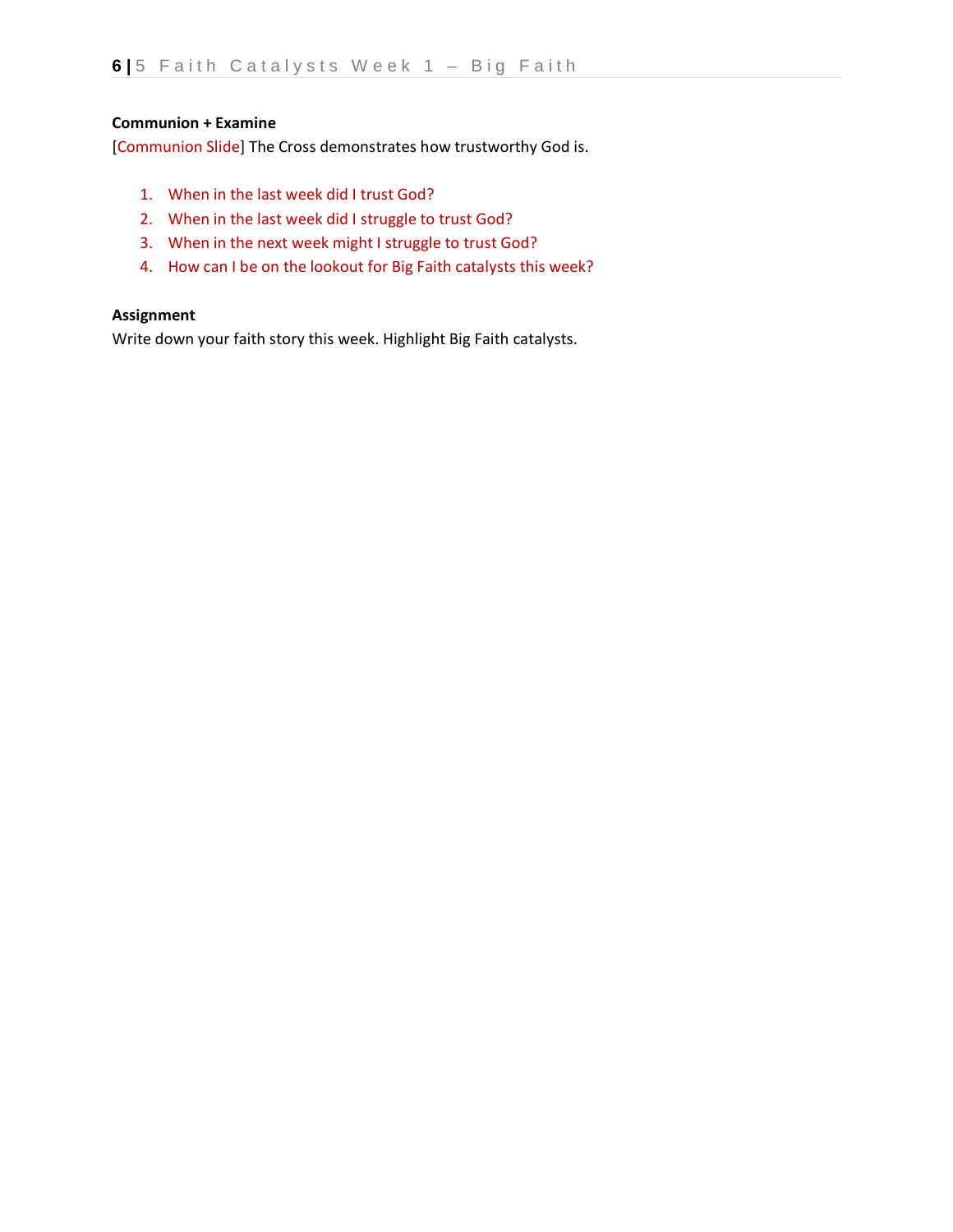**Communion + Examine**

[Communion Slide] The Cross demonstrates how trustworthy God is.

1. When in the last week did I trust God?
2. When in the last week did I struggle to trust God?
3. When in the next week might I struggle to trust God?
4. How can I be on the lookout for Big Faith catalysts this week?

**Assignment**

Write down your faith story this week. Highlight Big Faith catalysts.